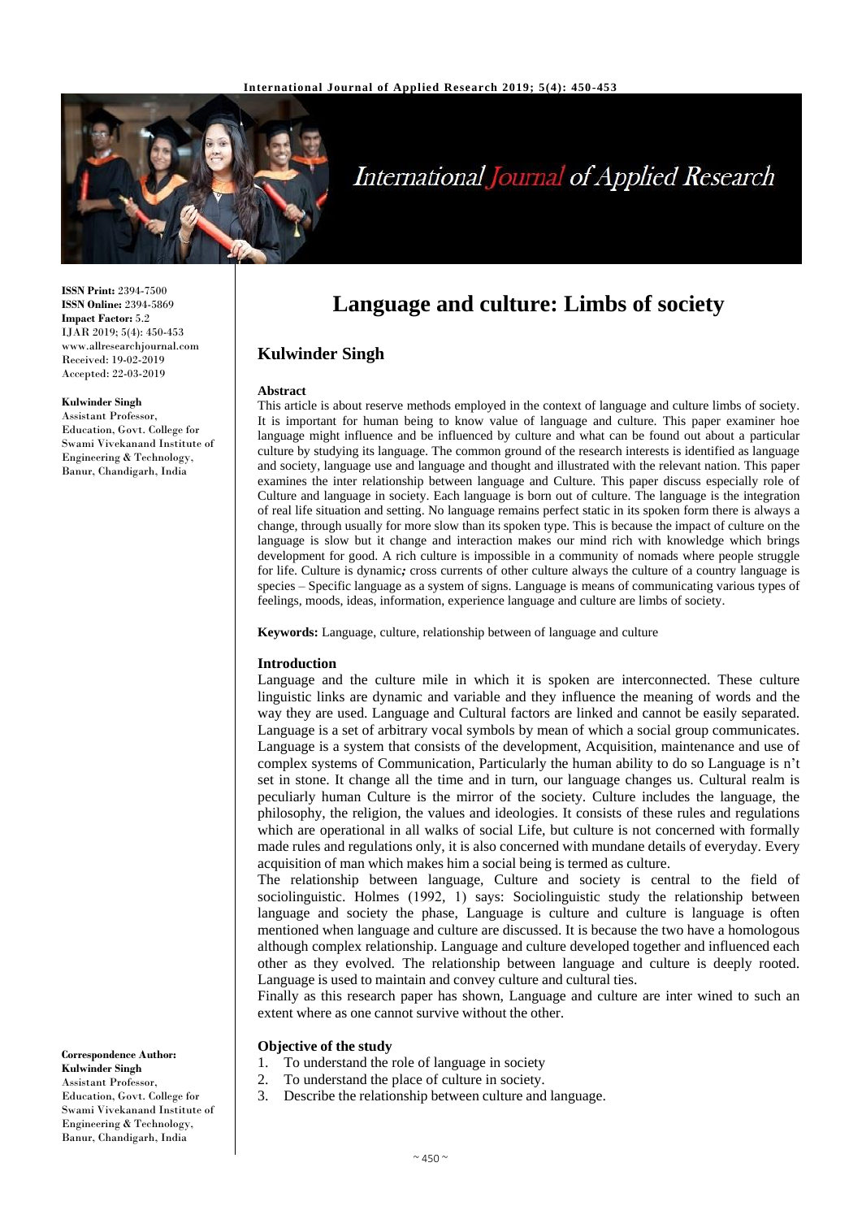# Language and culture: Limbs of society

## Kulwinder Singh

**ISSN Print:** 2394-7500
**ISSN Online:** 2394-5869
**Impact Factor:** 5.2
IJAR 2019; 5(4): 450-453
www.allresearchjournal.com
Received: 19-02-2019
Accepted: 22-03-2019

**Kulwinder Singh**
Assistant Professor, Education, Govt. College for Swami Vivekanand Institute of Engineering & Technology, Banur, Chandigarh, India

**Correspondence Author:**
**Kulwinder Singh**
Assistant Professor, Education, Govt. College for Swami Vivekanand Institute of Engineering & Technology, Banur, Chandigarh, India

### Abstract

This article is about reserve methods employed in the context of language and culture limbs of society. It is important for human being to know value of language and culture. This paper examiner hoe language might influence and be influenced by culture and what can be found out about a particular culture by studying its language. The common ground of the research interests is identified as language and society, language use and language and thought and illustrated with the relevant nation. This paper examines the inter relationship between language and Culture. This paper discuss especially role of Culture and language in society. Each language is born out of culture. The language is the integration of real life situation and setting. No language remains perfect static in its spoken form there is always a change, through usually for more slow than its spoken type. This is because the impact of culture on the language is slow but it change and interaction makes our mind rich with knowledge which brings development for good. A rich culture is impossible in a community of nomads where people struggle for life. Culture is dynamic*;* cross currents of other culture always the culture of a country language is species – Specific language as a system of signs. Language is means of communicating various types of feelings, moods, ideas, information, experience language and culture are limbs of society.

**Keywords:** Language, culture, relationship between of language and culture

### Introduction

Language and the culture mile in which it is spoken are interconnected. These culture linguistic links are dynamic and variable and they influence the meaning of words and the way they are used. Language and Cultural factors are linked and cannot be easily separated. Language is a set of arbitrary vocal symbols by mean of which a social group communicates. Language is a system that consists of the development, Acquisition, maintenance and use of complex systems of Communication, Particularly the human ability to do so Language is n't set in stone. It change all the time and in turn, our language changes us. Cultural realm is peculiarly human Culture is the mirror of the society. Culture includes the language, the philosophy, the religion, the values and ideologies. It consists of these rules and regulations which are operational in all walks of social Life, but culture is not concerned with formally made rules and regulations only, it is also concerned with mundane details of everyday. Every acquisition of man which makes him a social being is termed as culture.

The relationship between language, Culture and society is central to the field of sociolinguistic. Holmes (1992, 1) says: Sociolinguistic study the relationship between language and society the phase, Language is culture and culture is language is often mentioned when language and culture are discussed. It is because the two have a homologous although complex relationship. Language and culture developed together and influenced each other as they evolved. The relationship between language and culture is deeply rooted. Language is used to maintain and convey culture and cultural ties.

Finally as this research paper has shown, Language and culture are inter wined to such an extent where as one cannot survive without the other.

### Objective of the study

1. To understand the role of language in society
2. To understand the place of culture in society.
3. Describe the relationship between culture and language.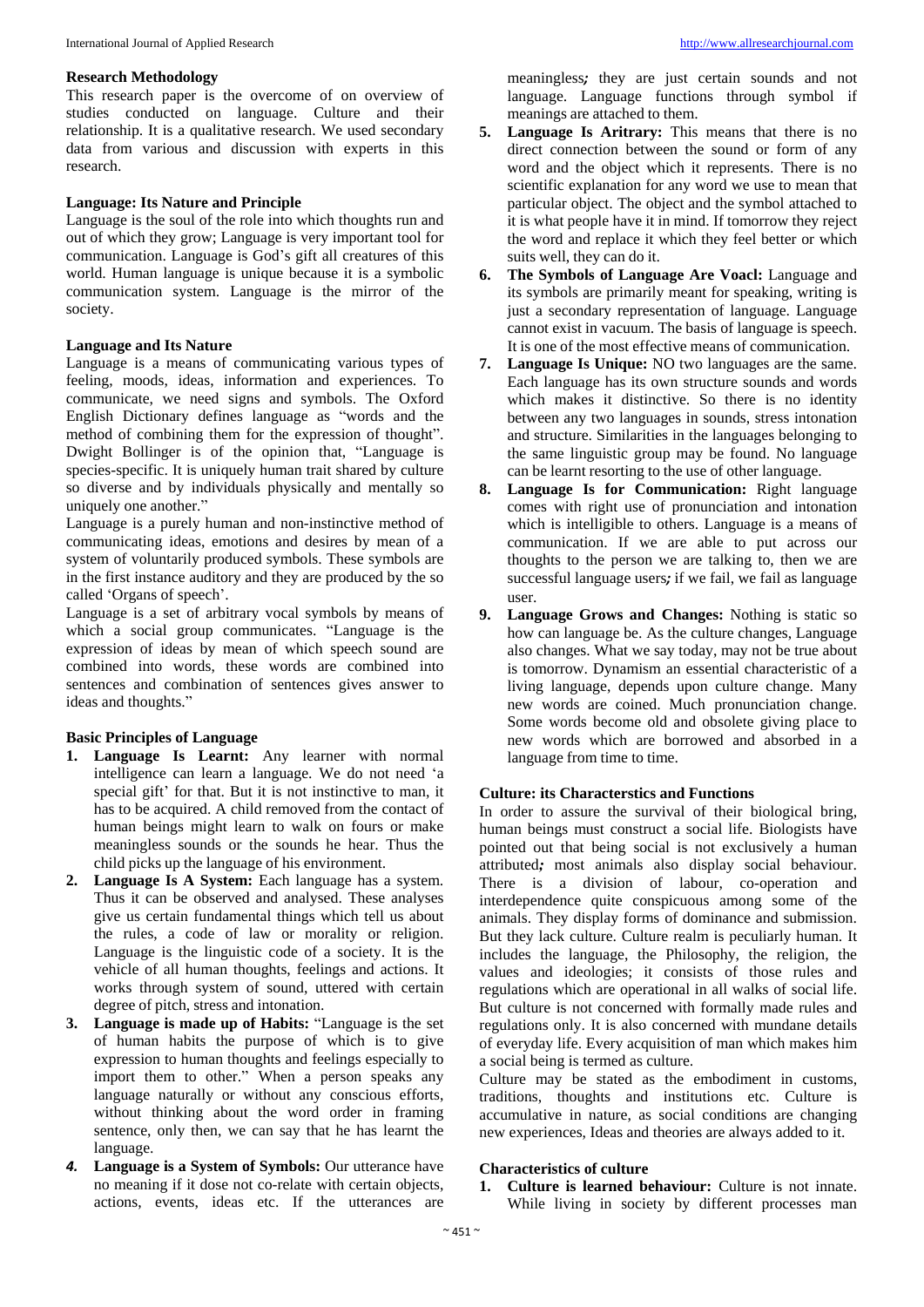**Research Methodology**

This research paper is the overcome of on overview of studies conducted on language. Culture and their relationship. It is a qualitative research. We used secondary data from various and discussion with experts in this research.

**Language: Its Nature and Principle**

Language is the soul of the role into which thoughts run and out of which they grow; Language is very important tool for communication. Language is God's gift all creatures of this world. Human language is unique because it is a symbolic communication system. Language is the mirror of the society.

**Language and Its Nature**

Language is a means of communicating various types of feeling, moods, ideas, information and experiences. To communicate, we need signs and symbols. The Oxford English Dictionary defines language as "words and the method of combining them for the expression of thought". Dwight Bollinger is of the opinion that, "Language is species-specific. It is uniquely human trait shared by culture so diverse and by individuals physically and mentally so uniquely one another."

Language is a purely human and non-instinctive method of communicating ideas, emotions and desires by mean of a system of voluntarily produced symbols. These symbols are in the first instance auditory and they are produced by the so called 'Organs of speech'.

Language is a set of arbitrary vocal symbols by means of which a social group communicates. "Language is the expression of ideas by mean of which speech sound are combined into words, these words are combined into sentences and combination of sentences gives answer to ideas and thoughts."

**Basic Principles of Language**

1. **Language Is Learnt:** Any learner with normal intelligence can learn a language. We do not need 'a special gift' for that. But it is not instinctive to man, it has to be acquired. A child removed from the contact of human beings might learn to walk on fours or make meaningless sounds or the sounds he hear. Thus the child picks up the language of his environment.
2. **Language Is A System:** Each language has a system. Thus it can be observed and analysed. These analyses give us certain fundamental things which tell us about the rules, a code of law or morality or religion. Language is the linguistic code of a society. It is the vehicle of all human thoughts, feelings and actions. It works through system of sound, uttered with certain degree of pitch, stress and intonation.
3. **Language is made up of Habits:** "Language is the set of human habits the purpose of which is to give expression to human thoughts and feelings especially to import them to other." When a person speaks any language naturally or without any conscious efforts, without thinking about the word order in framing sentence, only then, we can say that he has learnt the language.
4. **Language is a System of Symbols:** Our utterance have no meaning if it dose not co-relate with certain objects, actions, events, ideas etc. If the utterances are meaningless***;*** they are just certain sounds and not language. Language functions through symbol if meanings are attached to them.
5. **Language Is Aritrary:** This means that there is no direct connection between the sound or form of any word and the object which it represents. There is no scientific explanation for any word we use to mean that particular object. The object and the symbol attached to it is what people have it in mind. If tomorrow they reject the word and replace it which they feel better or which suits well, they can do it.
6. **The Symbols of Language Are Voacl:** Language and its symbols are primarily meant for speaking, writing is just a secondary representation of language. Language cannot exist in vacuum. The basis of language is speech. It is one of the most effective means of communication.
7. **Language Is Unique:** NO two languages are the same. Each language has its own structure sounds and words which makes it distinctive. So there is no identity between any two languages in sounds, stress intonation and structure. Similarities in the languages belonging to the same linguistic group may be found. No language can be learnt resorting to the use of other language.
8. **Language Is for Communication:** Right language comes with right use of pronunciation and intonation which is intelligible to others. Language is a means of communication. If we are able to put across our thoughts to the person we are talking to, then we are successful language users***;*** if we fail, we fail as language user.
9. **Language Grows and Changes:** Nothing is static so how can language be. As the culture changes, Language also changes. What we say today, may not be true about is tomorrow. Dynamism an essential characteristic of a living language, depends upon culture change. Many new words are coined. Much pronunciation change. Some words become old and obsolete giving place to new words which are borrowed and absorbed in a language from time to time.

**Culture: its Characterstics and Functions**

In order to assure the survival of their biological bring, human beings must construct a social life. Biologists have pointed out that being social is not exclusively a human attributed***;*** most animals also display social behaviour. There is a division of labour, co-operation and interdependence quite conspicuous among some of the animals. They display forms of dominance and submission. But they lack culture. Culture realm is peculiarly human. It includes the language, the Philosophy, the religion, the values and ideologies; it consists of those rules and regulations which are operational in all walks of social life. But culture is not concerned with formally made rules and regulations only. It is also concerned with mundane details of everyday life. Every acquisition of man which makes him a social being is termed as culture.

Culture may be stated as the embodiment in customs, traditions, thoughts and institutions etc. Culture is accumulative in nature, as social conditions are changing new experiences, Ideas and theories are always added to it.

**Characteristics of culture**

1. **Culture is learned behaviour:** Culture is not innate. While living in society by different processes man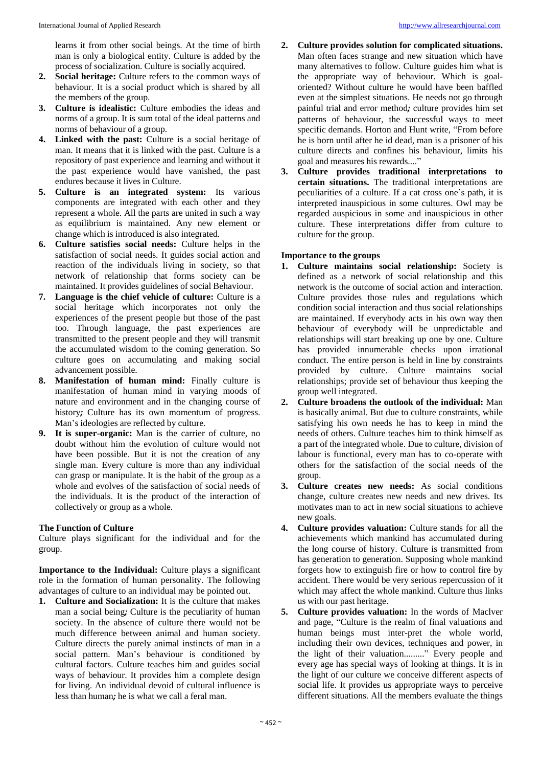learns it from other social beings. At the time of birth man is only a biological entity. Culture is added by the process of socialization. Culture is socially acquired.

2. **Social heritage:** Culture refers to the common ways of behaviour. It is a social product which is shared by all the members of the group.
3. **Culture is idealistic:** Culture embodies the ideas and norms of a group. It is sum total of the ideal patterns and norms of behaviour of a group.
4. **Linked with the past:** Culture is a social heritage of man. It means that it is linked with the past. Culture is a repository of past experience and learning and without it the past experience would have vanished, the past endures because it lives in Culture.
5. **Culture is an integrated system:** Its various components are integrated with each other and they represent a whole. All the parts are united in such a way as equilibrium is maintained. Any new element or change which is introduced is also integrated.
6. **Culture satisfies social needs:** Culture helps in the satisfaction of social needs. It guides social action and reaction of the individuals living in society, so that network of relationship that forms society can be maintained. It provides guidelines of social Behaviour.
7. **Language is the chief vehicle of culture:** Culture is a social heritage which incorporates not only the experiences of the present people but those of the past too. Through language, the past experiences are transmitted to the present people and they will transmit the accumulated wisdom to the coming generation. So culture goes on accumulating and making social advancement possible.
8. **Manifestation of human mind:** Finally culture is manifestation of human mind in varying moods of nature and environment and in the changing course of history**;** Culture has its own momentum of progress. Man's ideologies are reflected by culture.
9. **It is super-organic:** Man is the carrier of culture, no doubt without him the evolution of culture would not have been possible. But it is not the creation of any single man. Every culture is more than any individual can grasp or manipulate. It is the habit of the group as a whole and evolves of the satisfaction of social needs of the individuals. It is the product of the interaction of collectively or group as a whole.

**The Function of Culture**

Culture plays significant for the individual and for the group.

**Importance to the Individual:** Culture plays a significant role in the formation of human personality. The following advantages of culture to an individual may be pointed out.

1. **Culture and Socialization:** It is the culture that makes man a social being**;** Culture is the peculiarity of human society. In the absence of culture there would not be much difference between animal and human society. Culture directs the purely animal instincts of man in a social pattern. Man's behaviour is conditioned by cultural factors. Culture teaches him and guides social ways of behaviour. It provides him a complete design for living. An individual devoid of cultural influence is less than human**;** he is what we call a feral man.
2. **Culture provides solution for complicated situations.** Man often faces strange and new situation which have many alternatives to follow. Culture guides him what is the appropriate way of behaviour. Which is goal-oriented? Without culture he would have been baffled even at the simplest situations. He needs not go through painful trial and error method**;** culture provides him set patterns of behaviour, the successful ways to meet specific demands. Horton and Hunt write, "From before he is born until after he id dead, man is a prisoner of his culture directs and confines his behaviour, limits his goal and measures his rewards...."
3. **Culture provides traditional interpretations to certain situations.** The traditional interpretations are peculiarities of a culture. If a cat cross one's path, it is interpreted inauspicious in some cultures. Owl may be regarded auspicious in some and inauspicious in other culture. These interpretations differ from culture to culture for the group.

**Importance to the groups**

1. **Culture maintains social relationship:** Society is defined as a network of social relationship and this network is the outcome of social action and interaction. Culture provides those rules and regulations which condition social interaction and thus social relationships are maintained. If everybody acts in his own way then behaviour of everybody will be unpredictable and relationships will start breaking up one by one. Culture has provided innumerable checks upon irrational conduct. The entire person is held in line by constraints provided by culture. Culture maintains social relationships; provide set of behaviour thus keeping the group well integrated.
2. **Culture broadens the outlook of the individual:** Man is basically animal. But due to culture constraints, while satisfying his own needs he has to keep in mind the needs of others. Culture teaches him to think himself as a part of the integrated whole. Due to culture, division of labour is functional, every man has to co-operate with others for the satisfaction of the social needs of the group.
3. **Culture creates new needs:** As social conditions change, culture creates new needs and new drives. Its motivates man to act in new social situations to achieve new goals.
4. **Culture provides valuation:** Culture stands for all the achievements which mankind has accumulated during the long course of history. Culture is transmitted from has generation to generation. Supposing whole mankind forgets how to extinguish fire or how to control fire by accident. There would be very serious repercussion of it which may affect the whole mankind. Culture thus links us with our past heritage.
5. **Culture provides valuation:** In the words of Maclver and page, "Culture is the realm of final valuations and human beings must inter-pret the whole world, including their own devices, techniques and power, in the light of their valuation........" Every people and every age has special ways of looking at things. It is in the light of our culture we conceive different aspects of social life. It provides us appropriate ways to perceive different situations. All the members evaluate the things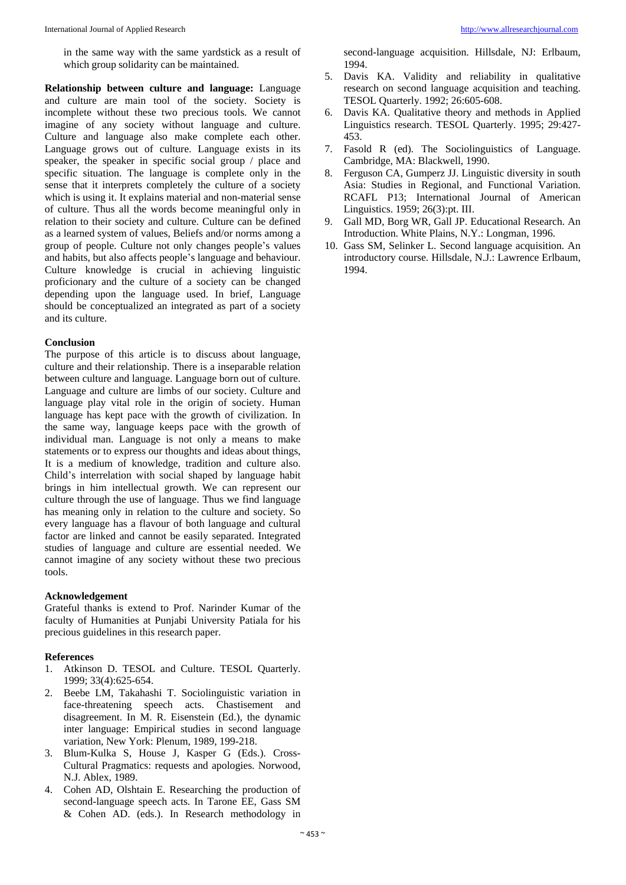in the same way with the same yardstick as a result of which group solidarity can be maintained.

**Relationship between culture and language:** Language and culture are main tool of the society. Society is incomplete without these two precious tools. We cannot imagine of any society without language and culture. Culture and language also make complete each other. Language grows out of culture. Language exists in its speaker, the speaker in specific social group / place and specific situation. The language is complete only in the sense that it interprets completely the culture of a society which is using it. It explains material and non-material sense of culture. Thus all the words become meaningful only in relation to their society and culture. Culture can be defined as a learned system of values, Beliefs and/or norms among a group of people. Culture not only changes people's values and habits, but also affects people's language and behaviour. Culture knowledge is crucial in achieving linguistic proficionary and the culture of a society can be changed depending upon the language used. In brief, Language should be conceptualized an integrated as part of a society and its culture.

### Conclusion

The purpose of this article is to discuss about language, culture and their relationship. There is a inseparable relation between culture and language. Language born out of culture. Language and culture are limbs of our society. Culture and language play vital role in the origin of society. Human language has kept pace with the growth of civilization. In the same way, language keeps pace with the growth of individual man. Language is not only a means to make statements or to express our thoughts and ideas about things, It is a medium of knowledge, tradition and culture also. Child's interrelation with social shaped by language habit brings in him intellectual growth. We can represent our culture through the use of language. Thus we find language has meaning only in relation to the culture and society. So every language has a flavour of both language and cultural factor are linked and cannot be easily separated. Integrated studies of language and culture are essential needed. We cannot imagine of any society without these two precious tools.

### Acknowledgement

Grateful thanks is extend to Prof. Narinder Kumar of the faculty of Humanities at Punjabi University Patiala for his precious guidelines in this research paper.

### References

1. Atkinson D. TESOL and Culture. TESOL Quarterly. 1999; 33(4):625-654.
2. Beebe LM, Takahashi T. Sociolinguistic variation in face-threatening speech acts. Chastisement and disagreement. In M. R. Eisenstein (Ed.), the dynamic inter language: Empirical studies in second language variation, New York: Plenum, 1989, 199-218.
3. Blum-Kulka S, House J, Kasper G (Eds.). Cross-Cultural Pragmatics: requests and apologies. Norwood, N.J. Ablex, 1989.
4. Cohen AD, Olshtain E. Researching the production of second-language speech acts. In Tarone EE, Gass SM & Cohen AD. (eds.). In Research methodology in second-language acquisition. Hillsdale, NJ: Erlbaum, 1994.
5. Davis KA. Validity and reliability in qualitative research on second language acquisition and teaching. TESOL Quarterly. 1992; 26:605-608.
6. Davis KA. Qualitative theory and methods in Applied Linguistics research. TESOL Quarterly. 1995; 29:427-453.
7. Fasold R (ed). The Sociolinguistics of Language. Cambridge, MA: Blackwell, 1990.
8. Ferguson CA, Gumperz JJ. Linguistic diversity in south Asia: Studies in Regional, and Functional Variation. RCAFL P13; International Journal of American Linguistics. 1959; 26(3):pt. III.
9. Gall MD, Borg WR, Gall JP. Educational Research. An Introduction. White Plains, N.Y.: Longman, 1996.
10. Gass SM, Selinker L. Second language acquisition. An introductory course. Hillsdale, N.J.: Lawrence Erlbaum, 1994.